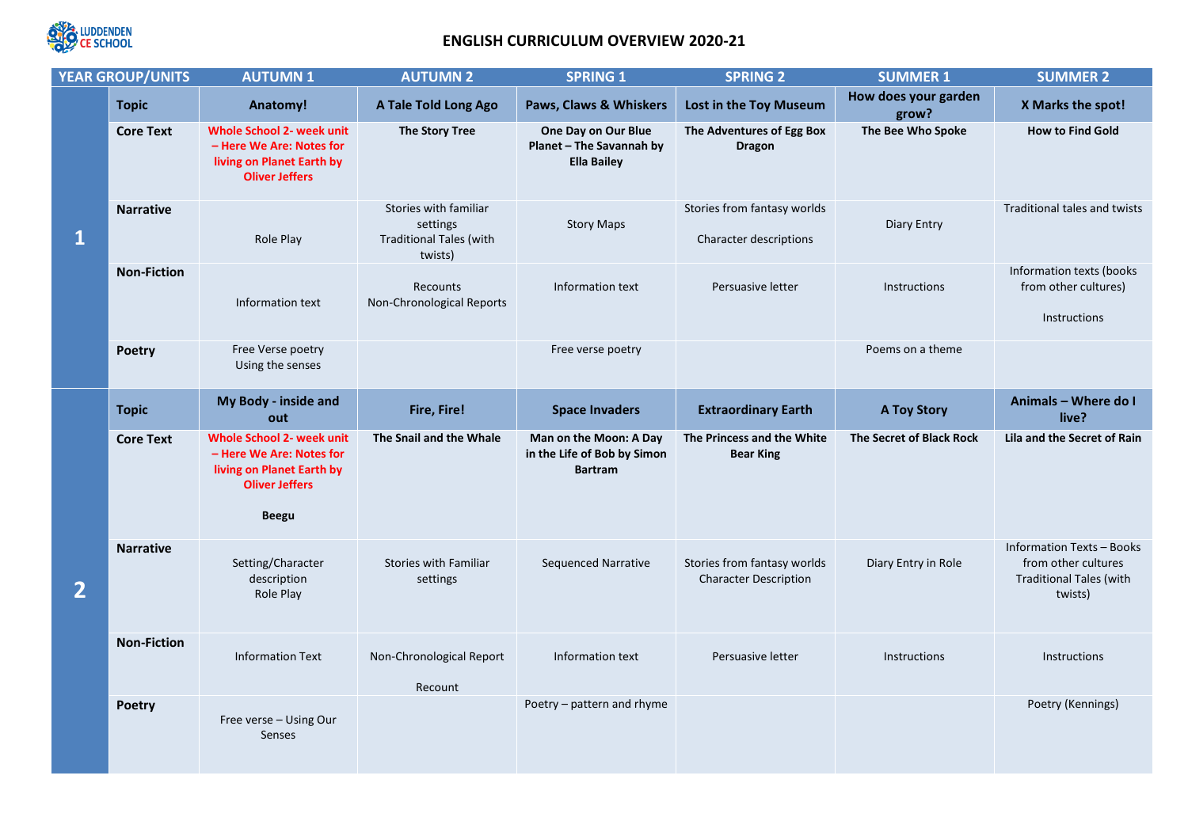LUDDENDEN CE SCHOOL

# ENGLISH CURRICULUM OVERVIEW 2020-21

| YEAR GROUP/UNITS | | AUTUMN 1 | AUTUMN 2 | SPRING 1 | SPRING 2 | SUMMER 1 | SUMMER 2 |
|---|---|---|---|---|---|---|---|
| 1 | **Topic** | **Anatomy!** | **A Tale Told Long Ago** | **Paws, Claws & Whiskers** | **Lost in the Toy Museum** | **How does your garden grow?** | **X Marks the spot!** |
| | **Core Text** | **Whole School 2- week unit – Here We Are: Notes for living on Planet Earth by Oliver Jeffers** | **The Story Tree** | **One Day on Our Blue Planet – The Savannah by Ella Bailey** | **The Adventures of Egg Box Dragon** | **The Bee Who Spoke** | **How to Find Gold** |
| | **Narrative** | Role Play | Stories with familiar settings<br>Traditional Tales (with twists) | Story Maps | Stories from fantasy worlds<br>Character descriptions | Diary Entry | Traditional tales and twists |
| | **Non-Fiction** | Information text | Recounts<br>Non-Chronological Reports | Information text | Persuasive letter | Instructions | Information texts (books from other cultures)<br>Instructions |
| | **Poetry** | Free Verse poetry<br>Using the senses | | Free verse poetry | | Poems on a theme | |
| 2 | **Topic** | **My Body - inside and out** | **Fire, Fire!** | **Space Invaders** | **Extraordinary Earth** | **A Toy Story** | **Animals – Where do I live?** |
| | **Core Text** | **Whole School 2- week unit – Here We Are: Notes for living on Planet Earth by Oliver Jeffers**<br>**Beegu** | **The Snail and the Whale** | **Man on the Moon: A Day in the Life of Bob by Simon Bartram** | **The Princess and the White Bear King** | **The Secret of Black Rock** | **Lila and the Secret of Rain** |
| | **Narrative** | Setting/Character description<br>Role Play | Stories with Familiar settings | Sequenced Narrative | Stories from fantasy worlds<br>Character Description | Diary Entry in Role | Information Texts – Books from other cultures<br>Traditional Tales (with twists) |
| | **Non-Fiction** | Information Text | Non-Chronological Report<br>Recount | Information text | Persuasive letter | Instructions | Instructions |
| | **Poetry** | Free verse – Using Our Senses | | Poetry – pattern and rhyme | | | Poetry (Kennings) |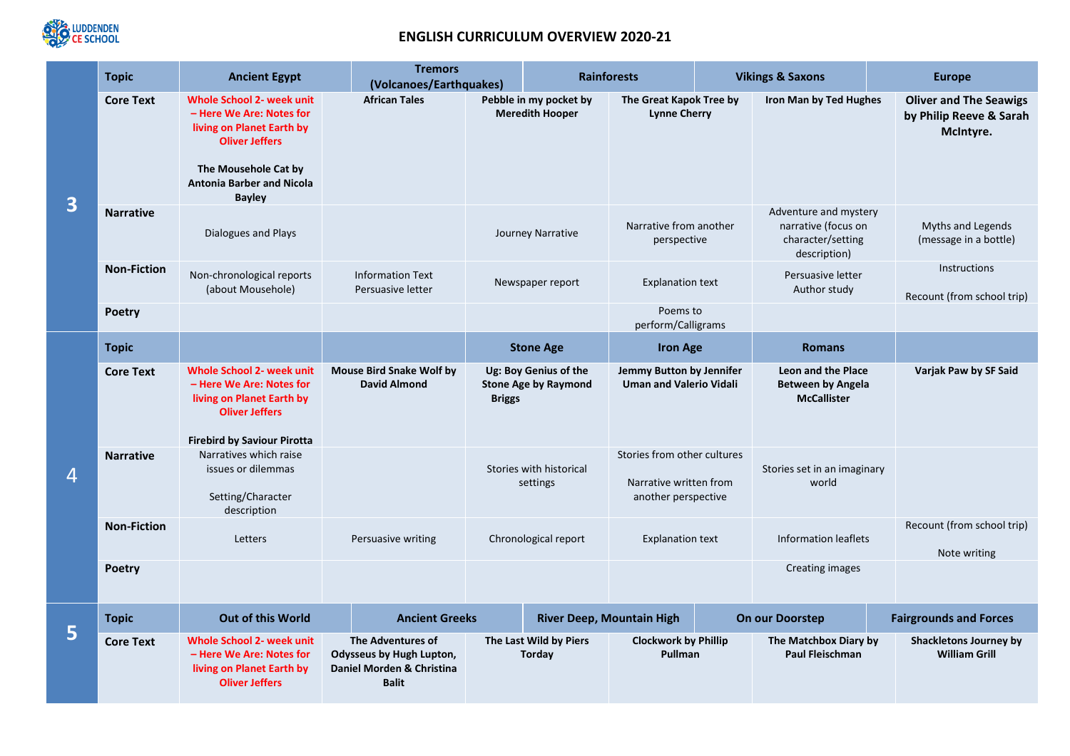## ENGLISH CURRICULUM OVERVIEW 2020-21

| Year | | | | | | | |
|---|---|---|---|---|---|---|---|
| **3** | **Topic** | **Ancient Egypt** | **Tremors (Volcanoes/Earthquakes)** | | **Rainforests** | **Vikings & Saxons** | **Europe** |
| | **Core Text** | **Whole School 2- week unit – Here We Are: Notes for living on Planet Earth by Oliver Jeffers**<br><br>**The Mousehole Cat by Antonia Barber and Nicola Bayley** | **African Tales** | **Pebble in my pocket by Meredith Hooper** | **The Great Kapok Tree by Lynne Cherry** | **Iron Man by Ted Hughes** | **Oliver and The Seawigs by Philip Reeve & Sarah McIntyre.** |
| | **Narrative** | Dialogues and Plays | | Journey Narrative | Narrative from another perspective | Adventure and mystery narrative (focus on character/setting description) | Myths and Legends (message in a bottle) |
| | **Non-Fiction** | Non-chronological reports (about Mousehole) | Information Text<br>Persuasive letter | Newspaper report | Explanation text | Persuasive letter<br>Author study | Instructions<br><br>Recount (from school trip) |
| | **Poetry** | | | | Poems to perform/Calligrams | | |
| **4** | **Topic** | | | **Stone Age** | **Iron Age** | **Romans** | |
| | **Core Text** | **Whole School 2- week unit – Here We Are: Notes for living on Planet Earth by Oliver Jeffers**<br><br>**Firebird by Saviour Pirotta** | **Mouse Bird Snake Wolf by David Almond** | **Ug: Boy Genius of the Stone Age by Raymond Briggs** | **Jemmy Button by Jennifer Uman and Valerio Vidali** | **Leon and the Place Between by Angela McCallister** | **Varjak Paw by SF Said** |
| | **Narrative** | Narratives which raise issues or dilemmas<br><br>Setting/Character description | | Stories with historical settings | Stories from other cultures<br><br>Narrative written from another perspective | Stories set in an imaginary world | |
| | **Non-Fiction** | Letters | Persuasive writing | Chronological report | Explanation text | Information leaflets | Recount (from school trip)<br><br>Note writing |
| | **Poetry** | | | | | Creating images | |
| **5** | **Topic** | **Out of this World** | **Ancient Greeks** | | **River Deep, Mountain High** | **On our Doorstep** | **Fairgrounds and Forces** |
| | **Core Text** | **Whole School 2- week unit – Here We Are: Notes for living on Planet Earth by Oliver Jeffers** | **The Adventures of Odysseus by Hugh Lupton, Daniel Morden & Christina Balit** | **The Last Wild by Piers Torday** | **Clockwork by Phillip Pullman** | **The Matchbox Diary by Paul Fleischman** | **Shackletons Journey by William Grill** |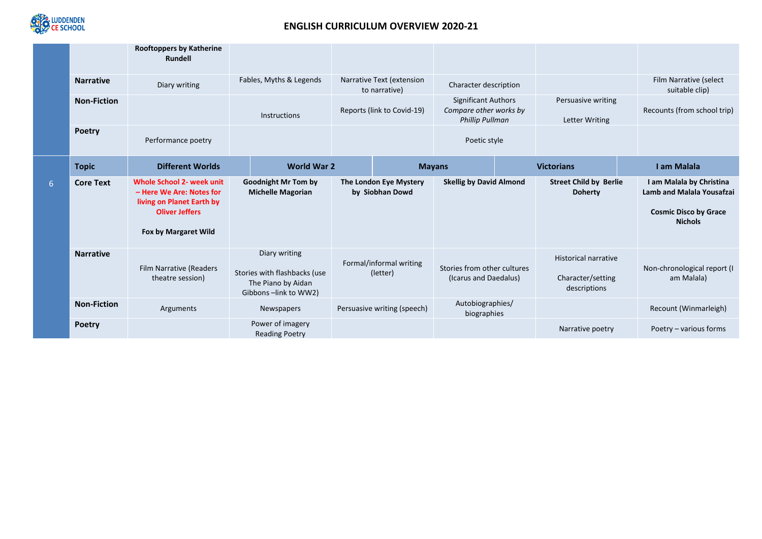# ENGLISH CURRICULUM OVERVIEW 2020-21

| | | | | | | | |
|---|---|---|---|---|---|---|---|
| | | **Rooftoppers by Katherine Rundell** | | | | | |
| | **Narrative** | Diary writing | Fables, Myths & Legends | Narrative Text (extension to narrative) | Character description | | Film Narrative (select suitable clip) |
| | **Non-Fiction** | | Instructions | Reports (link to Covid-19) | Significant Authors *Compare other works by Phillip Pullman* | Persuasive writing<br><br>Letter Writing | Recounts (from school trip) |
| | **Poetry** | Performance poetry | | | Poetic style | | |
| 6 | **Topic** | **Different Worlds** | **World War 2** | | **Mayans** | **Victorians** | **I am Malala** |
| | **Core Text** | **Whole School 2- week unit – Here We Are: Notes for living on Planet Earth by Oliver Jeffers**<br><br>**Fox by Margaret Wild** | **Goodnight Mr Tom by Michelle Magorian** | **The London Eye Mystery by Siobhan Dowd** | **Skellig by David Almond** | **Street Child by Berlie Doherty** | **I am Malala by Christina Lamb and Malala Yousafzai**<br><br>**Cosmic Disco by Grace Nichols** |
| | **Narrative** | Film Narrative (Readers theatre session) | Diary writing<br><br>Stories with flashbacks (use The Piano by Aidan Gibbons –link to WW2) | Formal/informal writing (letter) | Stories from other cultures (Icarus and Daedalus) | Historical narrative<br><br>Character/setting descriptions | Non-chronological report (I am Malala) |
| | **Non-Fiction** | Arguments | Newspapers | Persuasive writing (speech) | Autobiographies/ biographies | | Recount (Winmarleigh) |
| | **Poetry** | | Power of imagery<br>Reading Poetry | | | Narrative poetry | Poetry – various forms |